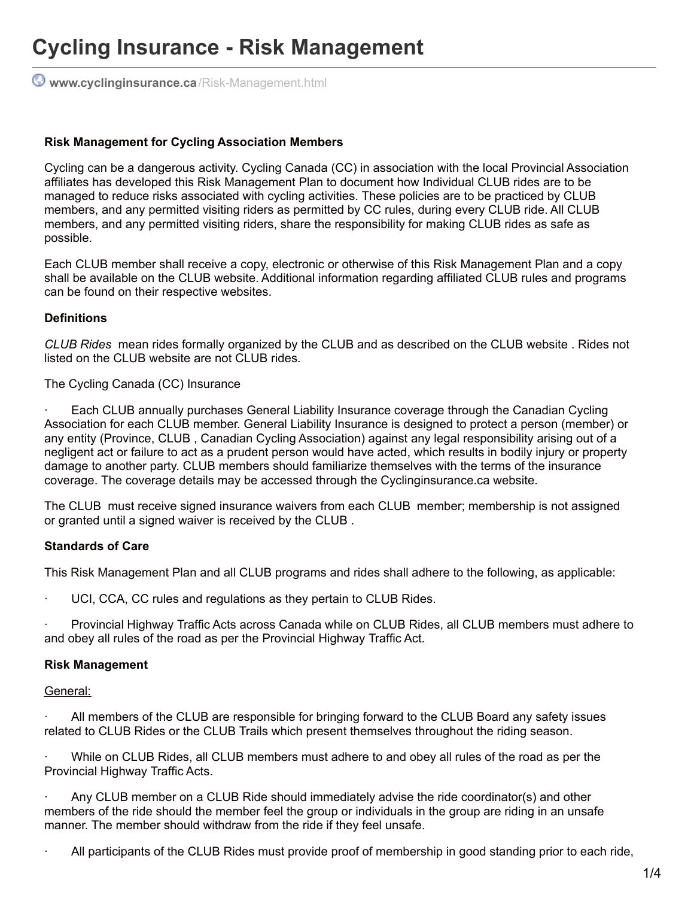# Cycling Insurance - Risk Management

www.cyclinginsurance.ca/Risk-Management.html

**Risk Management for Cycling Association Members**

Cycling can be a dangerous activity. Cycling Canada (CC) in association with the local Provincial Association affiliates has developed this Risk Management Plan to document how Individual CLUB rides are to be managed to reduce risks associated with cycling activities. These policies are to be practiced by CLUB members, and any permitted visiting riders as permitted by CC rules, during every CLUB ride. All CLUB members, and any permitted visiting riders, share the responsibility for making CLUB rides as safe as possible.

Each CLUB member shall receive a copy, electronic or otherwise of this Risk Management Plan and a copy shall be available on the CLUB website. Additional information regarding affiliated CLUB rules and programs can be found on their respective websites.

**Definitions**

*CLUB Rides* mean rides formally organized by the CLUB and as described on the CLUB website . Rides not listed on the CLUB website are not CLUB rides.

The Cycling Canada (CC) Insurance

· Each CLUB annually purchases General Liability Insurance coverage through the Canadian Cycling Association for each CLUB member. General Liability Insurance is designed to protect a person (member) or any entity (Province, CLUB , Canadian Cycling Association) against any legal responsibility arising out of a negligent act or failure to act as a prudent person would have acted, which results in bodily injury or property damage to another party. CLUB members should familiarize themselves with the terms of the insurance coverage. The coverage details may be accessed through the Cyclinginsurance.ca website.

The CLUB must receive signed insurance waivers from each CLUB member; membership is not assigned or granted until a signed waiver is received by the CLUB .

**Standards of Care**

This Risk Management Plan and all CLUB programs and rides shall adhere to the following, as applicable:

· UCI, CCA, CC rules and regulations as they pertain to CLUB Rides.

· Provincial Highway Traffic Acts across Canada while on CLUB Rides, all CLUB members must adhere to and obey all rules of the road as per the Provincial Highway Traffic Act.

**Risk Management**

General:

· All members of the CLUB are responsible for bringing forward to the CLUB Board any safety issues related to CLUB Rides or the CLUB Trails which present themselves throughout the riding season.

· While on CLUB Rides, all CLUB members must adhere to and obey all rules of the road as per the Provincial Highway Traffic Acts.

· Any CLUB member on a CLUB Ride should immediately advise the ride coordinator(s) and other members of the ride should the member feel the group or individuals in the group are riding in an unsafe manner. The member should withdraw from the ride if they feel unsafe.

· All participants of the CLUB Rides must provide proof of membership in good standing prior to each ride,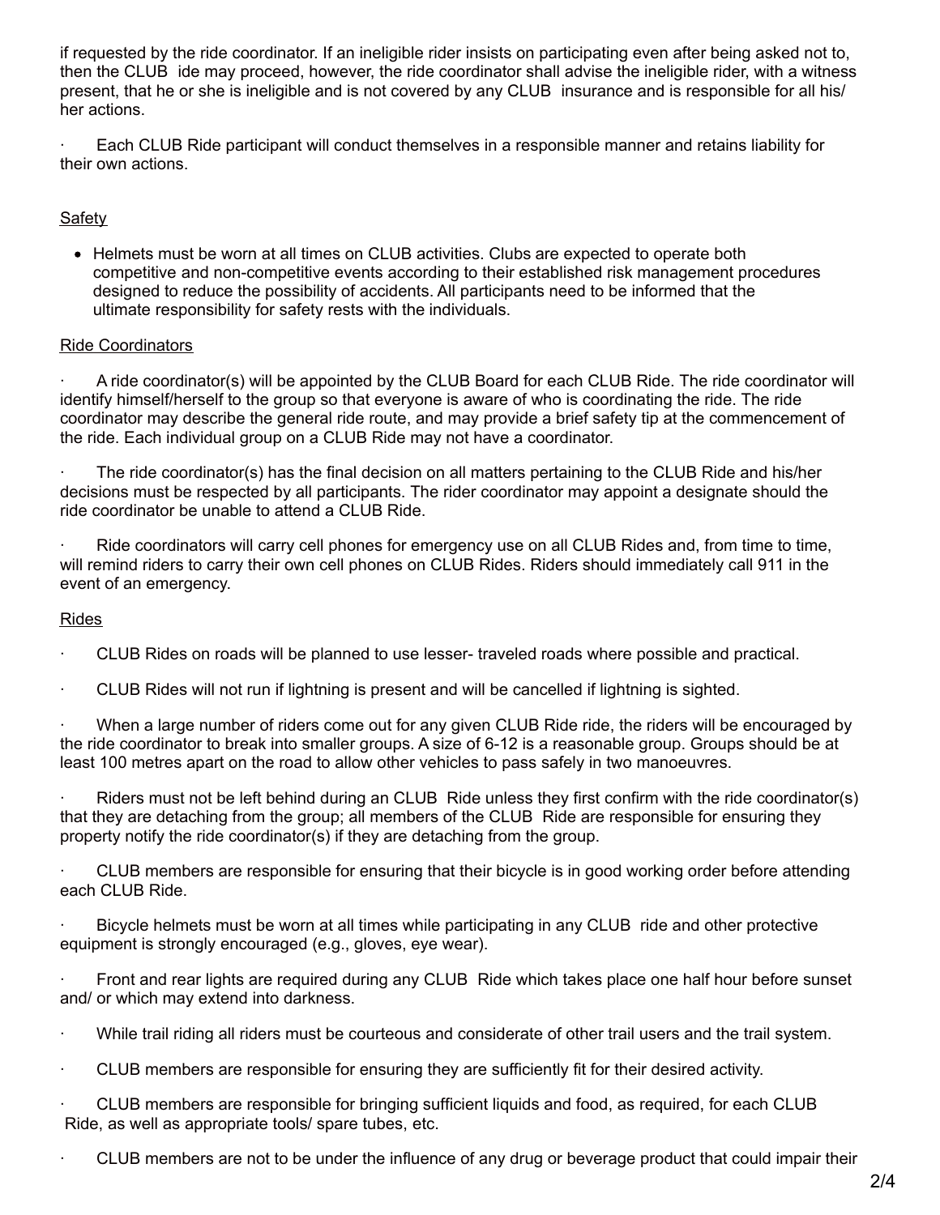if requested by the ride coordinator. If an ineligible rider insists on participating even after being asked not to, then the CLUB  ide may proceed, however, the ride coordinator shall advise the ineligible rider, with a witness present, that he or she is ineligible and is not covered by any CLUB  insurance and is responsible for all his/ her actions.

· Each CLUB Ride participant will conduct themselves in a responsible manner and retains liability for their own actions.

Safety

- Helmets must be worn at all times on CLUB activities. Clubs are expected to operate both competitive and non-competitive events according to their established risk management procedures designed to reduce the possibility of accidents. All participants need to be informed that the ultimate responsibility for safety rests with the individuals.

Ride Coordinators

· A ride coordinator(s) will be appointed by the CLUB Board for each CLUB Ride. The ride coordinator will identify himself/herself to the group so that everyone is aware of who is coordinating the ride. The ride coordinator may describe the general ride route, and may provide a brief safety tip at the commencement of the ride. Each individual group on a CLUB Ride may not have a coordinator.

· The ride coordinator(s) has the final decision on all matters pertaining to the CLUB Ride and his/her decisions must be respected by all participants. The rider coordinator may appoint a designate should the ride coordinator be unable to attend a CLUB Ride.

· Ride coordinators will carry cell phones for emergency use on all CLUB Rides and, from time to time, will remind riders to carry their own cell phones on CLUB Rides. Riders should immediately call 911 in the event of an emergency.

Rides

· CLUB Rides on roads will be planned to use lesser- traveled roads where possible and practical.

· CLUB Rides will not run if lightning is present and will be cancelled if lightning is sighted.

· When a large number of riders come out for any given CLUB Ride ride, the riders will be encouraged by the ride coordinator to break into smaller groups. A size of 6-12 is a reasonable group. Groups should be at least 100 metres apart on the road to allow other vehicles to pass safely in two manoeuvres.

· Riders must not be left behind during an CLUB  Ride unless they first confirm with the ride coordinator(s) that they are detaching from the group; all members of the CLUB  Ride are responsible for ensuring they property notify the ride coordinator(s) if they are detaching from the group.

· CLUB members are responsible for ensuring that their bicycle is in good working order before attending each CLUB Ride.

· Bicycle helmets must be worn at all times while participating in any CLUB  ride and other protective equipment is strongly encouraged (e.g., gloves, eye wear).

· Front and rear lights are required during any CLUB  Ride which takes place one half hour before sunset and/ or which may extend into darkness.

· While trail riding all riders must be courteous and considerate of other trail users and the trail system.

· CLUB members are responsible for ensuring they are sufficiently fit for their desired activity.

· CLUB members are responsible for bringing sufficient liquids and food, as required, for each CLUB Ride, as well as appropriate tools/ spare tubes, etc.

· CLUB members are not to be under the influence of any drug or beverage product that could impair their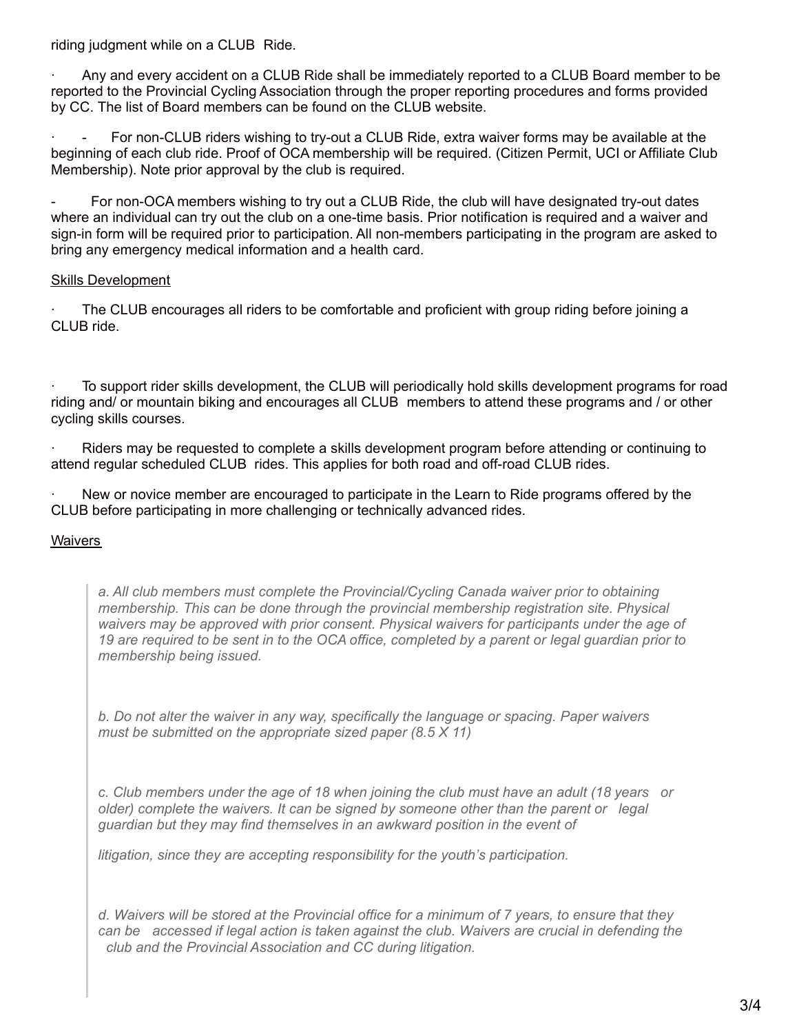riding judgment while on a CLUB Ride.

· Any and every accident on a CLUB Ride shall be immediately reported to a CLUB Board member to be reported to the Provincial Cycling Association through the proper reporting procedures and forms provided by CC. The list of Board members can be found on the CLUB website.

· - For non-CLUB riders wishing to try-out a CLUB Ride, extra waiver forms may be available at the beginning of each club ride. Proof of OCA membership will be required. (Citizen Permit, UCI or Affiliate Club Membership). Note prior approval by the club is required.

- For non-OCA members wishing to try out a CLUB Ride, the club will have designated try-out dates where an individual can try out the club on a one-time basis. Prior notification is required and a waiver and sign-in form will be required prior to participation. All non-members participating in the program are asked to bring any emergency medical information and a health card.

<u>Skills Development</u>

· The CLUB encourages all riders to be comfortable and proficient with group riding before joining a CLUB ride.

· To support rider skills development, the CLUB will periodically hold skills development programs for road riding and/ or mountain biking and encourages all CLUB members to attend these programs and / or other cycling skills courses.

· Riders may be requested to complete a skills development program before attending or continuing to attend regular scheduled CLUB rides. This applies for both road and off-road CLUB rides.

· New or novice member are encouraged to participate in the Learn to Ride programs offered by the CLUB before participating in more challenging or technically advanced rides.

<u>Waivers</u>

> *a. All club members must complete the Provincial/Cycling Canada waiver prior to obtaining membership. This can be done through the provincial membership registration site. Physical waivers may be approved with prior consent. Physical waivers for participants under the age of 19 are required to be sent in to the OCA office, completed by a parent or legal guardian prior to membership being issued.*
>
> *b. Do not alter the waiver in any way, specifically the language or spacing. Paper waivers must be submitted on the appropriate sized paper (8.5 X 11)*
>
> *c. Club members under the age of 18 when joining the club must have an adult (18 years or older) complete the waivers. It can be signed by someone other than the parent or legal guardian but they may find themselves in an awkward position in the event of*
>
> *litigation, since they are accepting responsibility for the youth's participation.*
>
> *d. Waivers will be stored at the Provincial office for a minimum of 7 years, to ensure that they can be accessed if legal action is taken against the club. Waivers are crucial in defending the club and the Provincial Association and CC during litigation.*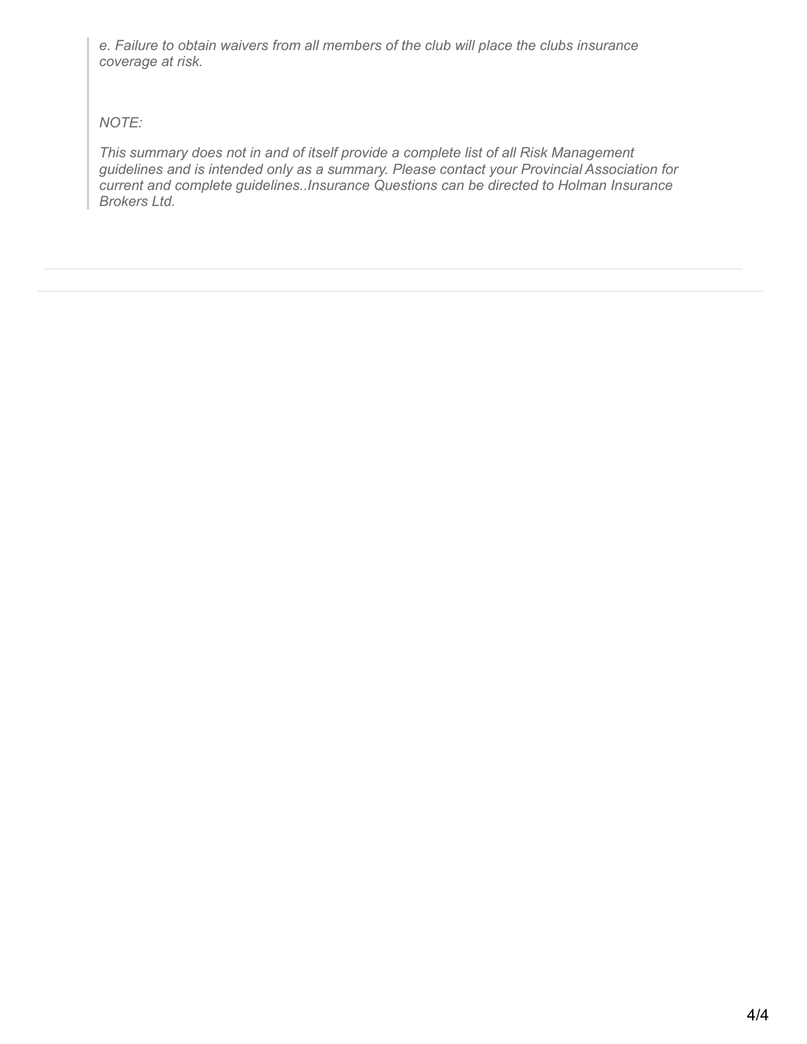> *e. Failure to obtain waivers from all members of the club will place the clubs insurance coverage at risk.*
>
> *NOTE:*
>
> *This summary does not in and of itself provide a complete list of all Risk Management guidelines and is intended only as a summary. Please contact your Provincial Association for current and complete guidelines..Insurance Questions can be directed to Holman Insurance Brokers Ltd.*